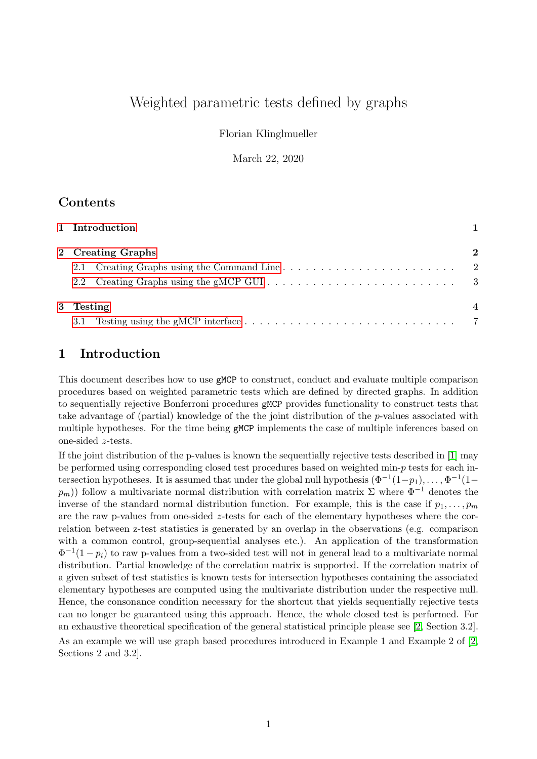# Weighted parametric tests defined by graphs

Florian Klinglmueller

March 22, 2020

## Contents

| | |
|---|---|
| **1 Introduction** | **1** |
| **2 Creating Graphs** | **2** |
| 2.1 Creating Graphs using the Command Line | 2 |
| 2.2 Creating Graphs using the gMCP GUI | 3 |
| **3 Testing** | **4** |
| 3.1 Testing using the gMCP interface | 7 |

## 1 Introduction

This document describes how to use `gMCP` to construct, conduct and evaluate multiple comparison procedures based on weighted parametric tests which are defined by directed graphs. In addition to sequentially rejective Bonferroni procedures `gMCP` provides functionality to construct tests that take advantage of (partial) knowledge of the the joint distribution of the $p$-values associated with multiple hypotheses. For the time being `gMCP` implements the case of multiple inferences based on one-sided $z$-tests.

If the joint distribution of the p-values is known the sequentially rejective tests described in [1] may be performed using corresponding closed test procedures based on weighted min-$p$ tests for each intersection hypotheses. It is assumed that under the global null hypothesis $(\Phi^{-1}(1-p_1), \ldots, \Phi^{-1}(1-p_m))$ follow a multivariate normal distribution with correlation matrix $\Sigma$ where $\Phi^{-1}$ denotes the inverse of the standard normal distribution function. For example, this is the case if $p_1, \ldots, p_m$ are the raw p-values from one-sided $z$-tests for each of the elementary hypotheses where the correlation between z-test statistics is generated by an overlap in the observations (e.g. comparison with a common control, group-sequential analyses etc.). An application of the transformation $\Phi^{-1}(1-p_i)$ to raw p-values from a two-sided test will not in general lead to a multivariate normal distribution. Partial knowledge of the correlation matrix is supported. If the correlation matrix of a given subset of test statistics is known tests for intersection hypotheses containing the associated elementary hypotheses are computed using the multivariate distribution under the respective null. Hence, the consonance condition necessary for the shortcut that yields sequentially rejective tests can no longer be guaranteed using this approach. Hence, the whole closed test is performed. For an exhaustive theoretical specification of the general statistical principle please see [2, Section 3.2].

As an example we will use graph based procedures introduced in Example 1 and Example 2 of [2, Sections 2 and 3.2].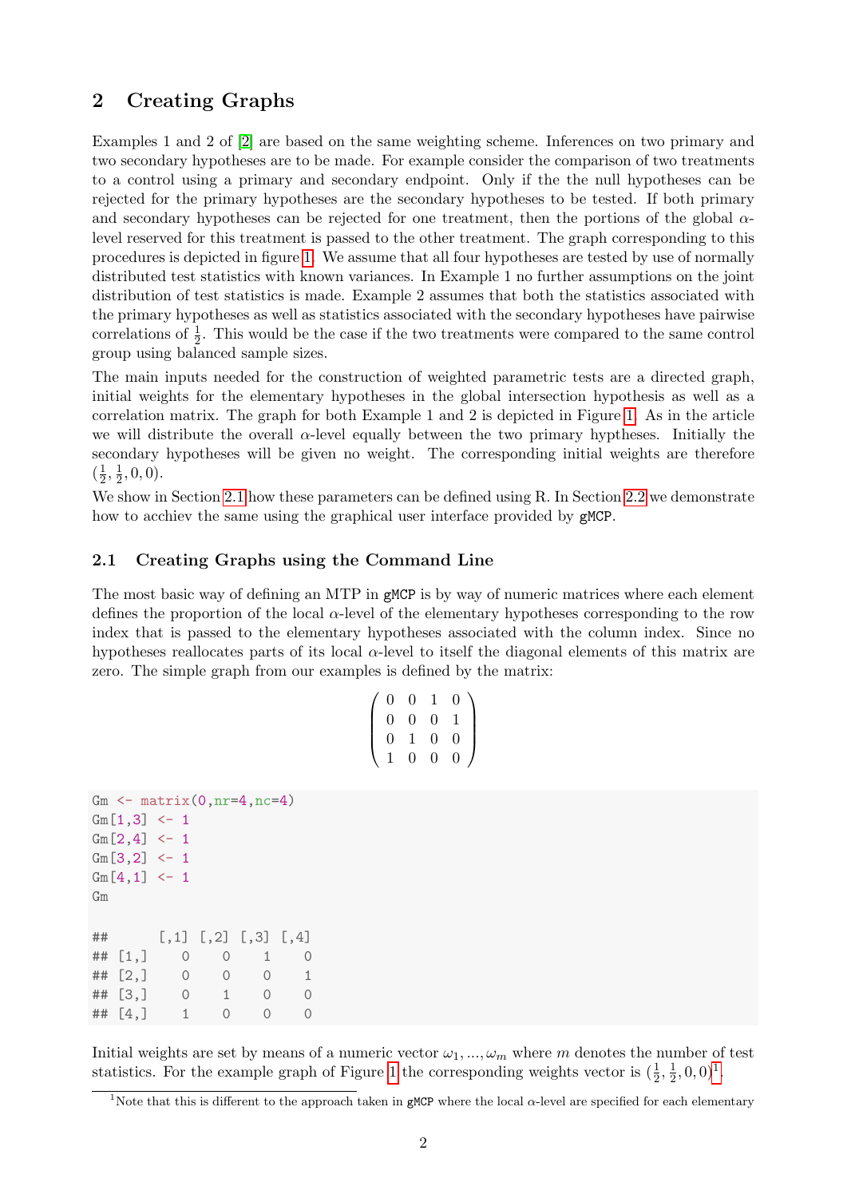## 2 Creating Graphs

Examples 1 and 2 of [2] are based on the same weighting scheme. Inferences on two primary and two secondary hypotheses are to be made. For example consider the comparison of two treatments to a control using a primary and secondary endpoint. Only if the the null hypotheses can be rejected for the primary hypotheses are the secondary hypotheses to be tested. If both primary and secondary hypotheses can be rejected for one treatment, then the portions of the global $\alpha$-level reserved for this treatment is passed to the other treatment. The graph corresponding to this procedures is depicted in figure 1. We assume that all four hypotheses are tested by use of normally distributed test statistics with known variances. In Example 1 no further assumptions on the joint distribution of test statistics is made. Example 2 assumes that both the statistics associated with the primary hypotheses as well as statistics associated with the secondary hypotheses have pairwise correlations of $\frac{1}{2}$. This would be the case if the two treatments were compared to the same control group using balanced sample sizes.

The main inputs needed for the construction of weighted parametric tests are a directed graph, initial weights for the elementary hypotheses in the global intersection hypothesis as well as a correlation matrix. The graph for both Example 1 and 2 is depicted in Figure 1. As in the article we will distribute the overall $\alpha$-level equally between the two primary hyptheses. Initially the secondary hypotheses will be given no weight. The corresponding initial weights are therefore $(\frac{1}{2}, \frac{1}{2}, 0, 0)$.

We show in Section 2.1 how these parameters can be defined using R. In Section 2.2 we demonstrate how to acchiev the same using the graphical user interface provided by gMCP.

### 2.1 Creating Graphs using the Command Line

The most basic way of defining an MTP in gMCP is by way of numeric matrices where each element defines the proportion of the local $\alpha$-level of the elementary hypotheses corresponding to the row index that is passed to the elementary hypotheses associated with the column index. Since no hypotheses reallocates parts of its local $\alpha$-level to itself the diagonal elements of this matrix are zero. The simple graph from our examples is defined by the matrix:

$$\begin{pmatrix} 0 & 0 & 1 & 0 \\ 0 & 0 & 0 & 1 \\ 0 & 1 & 0 & 0 \\ 1 & 0 & 0 & 0 \end{pmatrix}$$

```
Gm <- matrix(0,nr=4,nc=4)
Gm[1,3] <- 1
Gm[2,4] <- 1
Gm[3,2] <- 1
Gm[4,1] <- 1
Gm

##      [,1] [,2] [,3] [,4]
## [1,]    0    0    1    0
## [2,]    0    0    0    1
## [3,]    0    1    0    0
## [4,]    1    0    0    0
```

Initial weights are set by means of a numeric vector $\omega_1, ..., \omega_m$ where $m$ denotes the number of test statistics. For the example graph of Figure 1 the corresponding weights vector is $(\frac{1}{2}, \frac{1}{2}, 0, 0)$[1].

[1]Note that this is different to the approach taken in gMCP where the local $\alpha$-level are specified for each elementary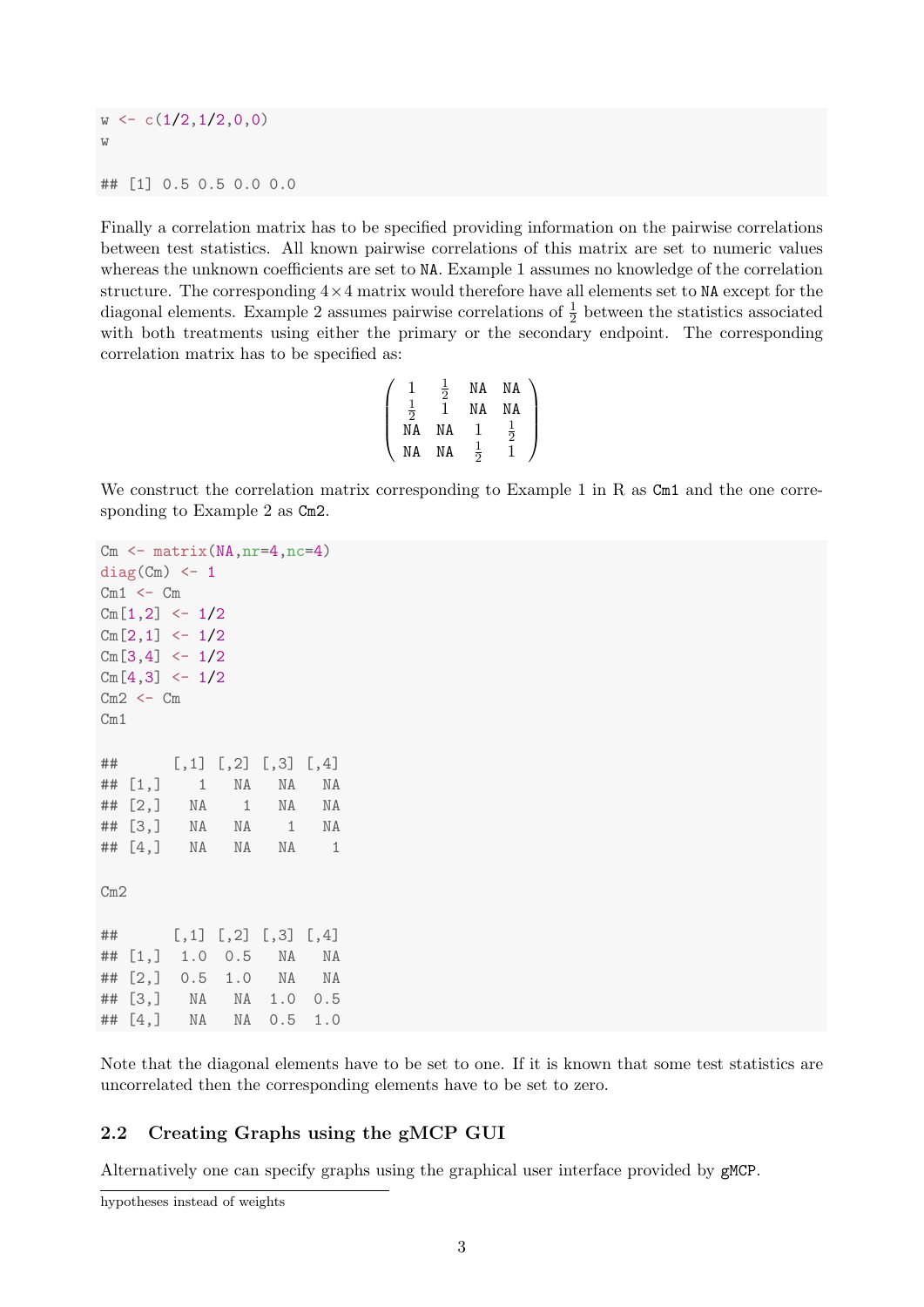```
w <- c(1/2,1/2,0,0)
w

## [1] 0.5 0.5 0.0 0.0
```

Finally a correlation matrix has to be specified providing information on the pairwise correlations between test statistics. All known pairwise correlations of this matrix are set to numeric values whereas the unknown coefficients are set to NA. Example 1 assumes no knowledge of the correlation structure. The corresponding $4 \times 4$ matrix would therefore have all elements set to NA except for the diagonal elements. Example 2 assumes pairwise correlations of $\frac{1}{2}$ between the statistics associated with both treatments using either the primary or the secondary endpoint. The corresponding correlation matrix has to be specified as:

$$\begin{pmatrix} 1 & \frac{1}{2} & \texttt{NA} & \texttt{NA} \\ \frac{1}{2} & 1 & \texttt{NA} & \texttt{NA} \\ \texttt{NA} & \texttt{NA} & 1 & \frac{1}{2} \\ \texttt{NA} & \texttt{NA} & \frac{1}{2} & 1 \end{pmatrix}$$

We construct the correlation matrix corresponding to Example 1 in R as Cm1 and the one corresponding to Example 2 as Cm2.

```
Cm <- matrix(NA,nr=4,nc=4)
diag(Cm) <- 1
Cm1 <- Cm
Cm[1,2] <- 1/2
Cm[2,1] <- 1/2
Cm[3,4] <- 1/2
Cm[4,3] <- 1/2
Cm2 <- Cm
Cm1

##      [,1] [,2] [,3] [,4]
## [1,]    1   NA   NA   NA
## [2,]   NA    1   NA   NA
## [3,]   NA   NA    1   NA
## [4,]   NA   NA   NA    1

Cm2

##      [,1] [,2] [,3] [,4]
## [1,]  1.0  0.5   NA   NA
## [2,]  0.5  1.0   NA   NA
## [3,]   NA   NA  1.0  0.5
## [4,]   NA   NA  0.5  1.0
```

Note that the diagonal elements have to be set to one. If it is known that some test statistics are uncorrelated then the corresponding elements have to be set to zero.

## 2.2 Creating Graphs using the gMCP GUI

Alternatively one can specify graphs using the graphical user interface provided by gMCP.

hypotheses instead of weights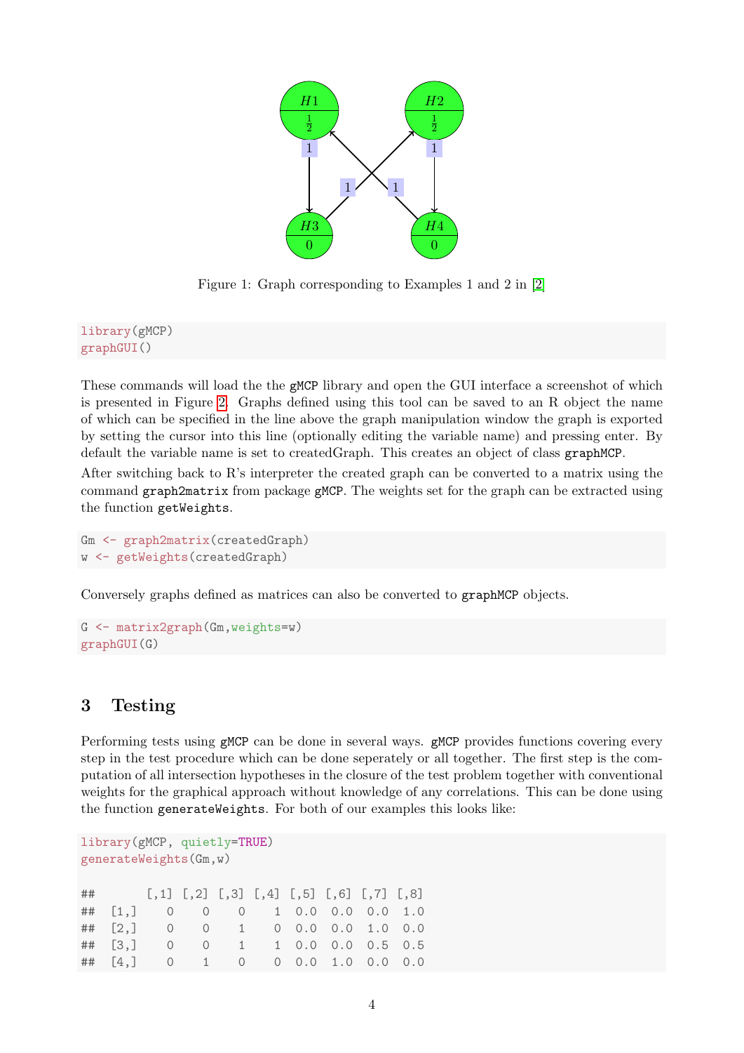Figure 1: Graph corresponding to Examples 1 and 2 in [2]

```
library(gMCP)
graphGUI()
```

These commands will load the the gMCP library and open the GUI interface a screenshot of which is presented in Figure 2. Graphs defined using this tool can be saved to an R object the name of which can be specified in the line above the graph manipulation window the graph is exported by setting the cursor into this line (optionally editing the variable name) and pressing enter. By default the variable name is set to createdGraph. This creates an object of class graphMCP.

After switching back to R's interpreter the created graph can be converted to a matrix using the command graph2matrix from package gMCP. The weights set for the graph can be extracted using the function getWeights.

```
Gm <- graph2matrix(createdGraph)
w <- getWeights(createdGraph)
```

Conversely graphs defined as matrices can also be converted to graphMCP objects.

```
G <- matrix2graph(Gm,weights=w)
graphGUI(G)
```

## 3 Testing

Performing tests using gMCP can be done in several ways. gMCP provides functions covering every step in the test procedure which can be done seperately or all together. The first step is the computation of all intersection hypotheses in the closure of the test problem together with conventional weights for the graphical approach without knowledge of any correlations. This can be done using the function generateWeights. For both of our examples this looks like:

```
library(gMCP, quietly=TRUE)
generateWeights(Gm,w)

##      [,1] [,2] [,3] [,4] [,5] [,6] [,7] [,8]
## [1,]    0    0    0    1  0.0  0.0  0.0  1.0
## [2,]    0    0    1    0  0.0  0.0  1.0  0.0
## [3,]    0    0    1    1  0.0  0.0  0.5  0.5
## [4,]    0    1    0    0  0.0  1.0  0.0  0.0
```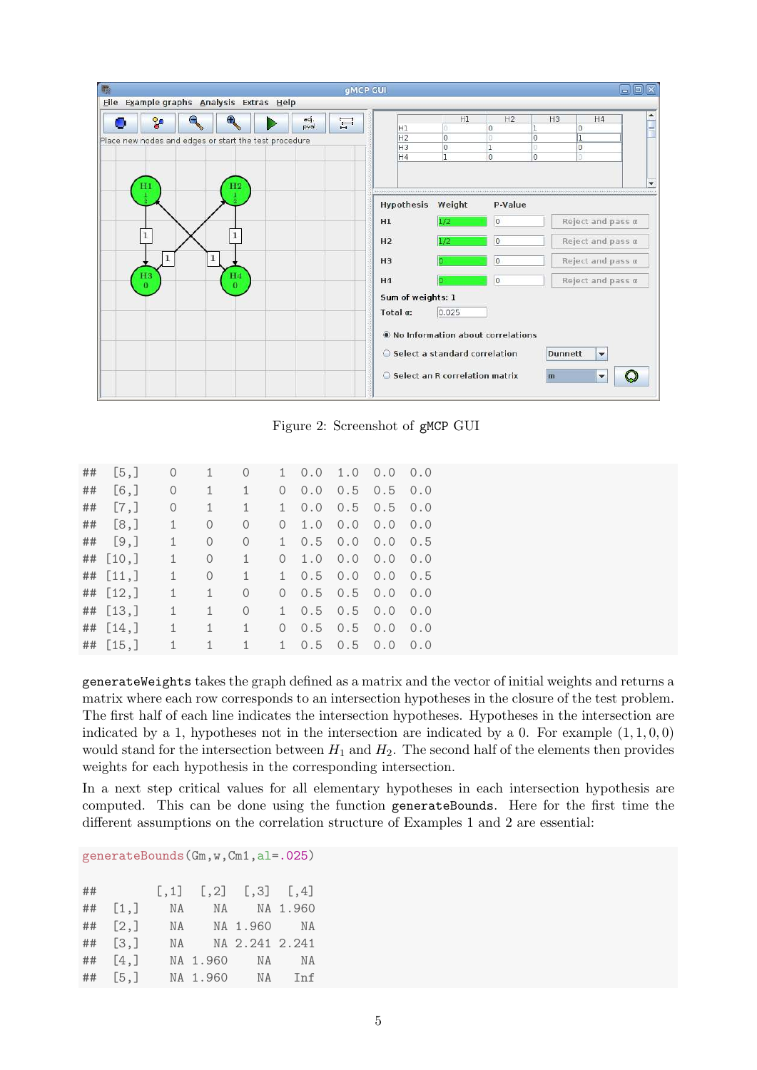Figure 2: Screenshot of gMCP GUI

```
##  [5,]    0    1    0    1  0.0  1.0  0.0  0.0
##  [6,]    0    1    1    0  0.0  0.5  0.5  0.0
##  [7,]    0    1    1    1  0.0  0.5  0.5  0.0
##  [8,]    1    0    0    0  1.0  0.0  0.0  0.0
##  [9,]    1    0    0    1  0.5  0.0  0.0  0.5
## [10,]    1    0    1    0  1.0  0.0  0.0  0.0
## [11,]    1    0    1    1  0.5  0.0  0.0  0.5
## [12,]    1    1    0    0  0.5  0.5  0.0  0.0
## [13,]    1    1    0    1  0.5  0.5  0.0  0.0
## [14,]    1    1    1    0  0.5  0.5  0.0  0.0
## [15,]    1    1    1    1  0.5  0.5  0.0  0.0
```

`generateWeights` takes the graph defined as a matrix and the vector of initial weights and returns a matrix where each row corresponds to an intersection hypotheses in the closure of the test problem. The first half of each line indicates the intersection hypotheses. Hypotheses in the intersection are indicated by a 1, hypotheses not in the intersection are indicated by a 0. For example $(1, 1, 0, 0)$ would stand for the intersection between $H_1$ and $H_2$. The second half of the elements then provides weights for each hypothesis in the corresponding intersection.

In a next step critical values for all elementary hypotheses in each intersection hypothesis are computed. This can be done using the function `generateBounds`. Here for the first time the different assumptions on the correlation structure of Examples 1 and 2 are essential:

```
generateBounds(Gm,w,Cm1,al=.025)

##       [,1]  [,2]  [,3]  [,4]
##  [1,]    NA    NA    NA 1.960
##  [2,]    NA    NA 1.960    NA
##  [3,]    NA    NA 2.241 2.241
##  [4,]    NA 1.960    NA    NA
##  [5,]    NA 1.960    NA   Inf
```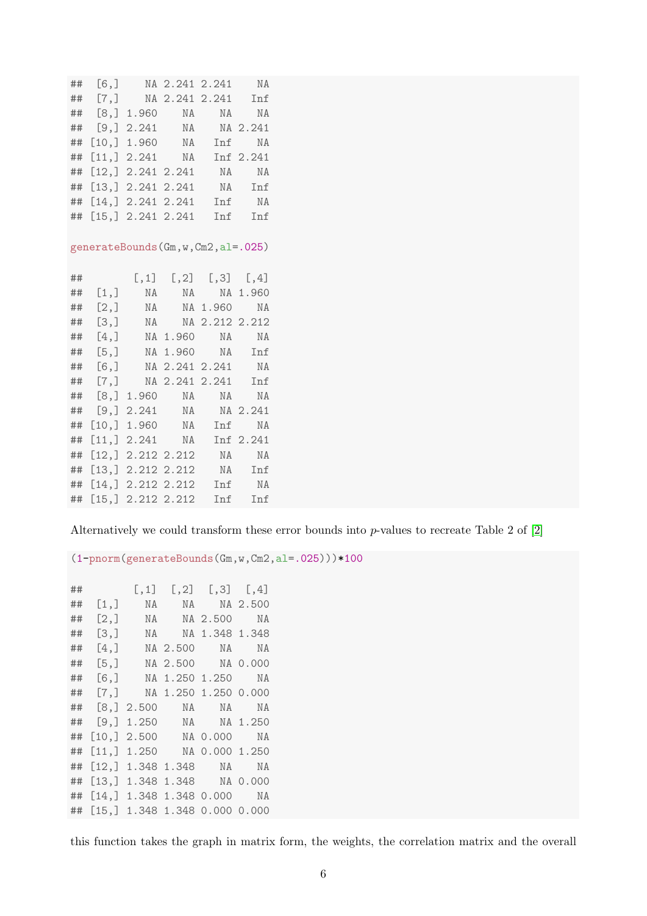```
##  [6,]    NA 2.241 2.241    NA
##  [7,]    NA 2.241 2.241   Inf
##  [8,] 1.960    NA    NA    NA
##  [9,] 2.241    NA    NA 2.241
## [10,] 1.960    NA   Inf    NA
## [11,] 2.241    NA   Inf 2.241
## [12,] 2.241 2.241    NA    NA
## [13,] 2.241 2.241    NA   Inf
## [14,] 2.241 2.241   Inf    NA
## [15,] 2.241 2.241   Inf   Inf
```

```
generateBounds(Gm,w,Cm2,al=.025)
```

```
##        [,1]  [,2]  [,3]  [,4]
##  [1,]    NA    NA    NA 1.960
##  [2,]    NA    NA 1.960    NA
##  [3,]    NA    NA 2.212 2.212
##  [4,]    NA 1.960    NA    NA
##  [5,]    NA 1.960    NA   Inf
##  [6,]    NA 2.241 2.241    NA
##  [7,]    NA 2.241 2.241   Inf
##  [8,] 1.960    NA    NA    NA
##  [9,] 2.241    NA    NA 2.241
## [10,] 1.960    NA   Inf    NA
## [11,] 2.241    NA   Inf 2.241
## [12,] 2.212 2.212    NA    NA
## [13,] 2.212 2.212    NA   Inf
## [14,] 2.212 2.212   Inf    NA
## [15,] 2.212 2.212   Inf   Inf
```

Alternatively we could transform these error bounds into $p$-values to recreate Table 2 of [2]

```
(1-pnorm(generateBounds(Gm,w,Cm2,al=.025)))*100
```

```
##        [,1]  [,2]  [,3]  [,4]
##  [1,]    NA    NA    NA 2.500
##  [2,]    NA    NA 2.500    NA
##  [3,]    NA    NA 1.348 1.348
##  [4,]    NA 2.500    NA    NA
##  [5,]    NA 2.500    NA 0.000
##  [6,]    NA 1.250 1.250    NA
##  [7,]    NA 1.250 1.250 0.000
##  [8,] 2.500    NA    NA    NA
##  [9,] 1.250    NA    NA 1.250
## [10,] 2.500    NA 0.000    NA
## [11,] 1.250    NA 0.000 1.250
## [12,] 1.348 1.348    NA    NA
## [13,] 1.348 1.348    NA 0.000
## [14,] 1.348 1.348 0.000    NA
## [15,] 1.348 1.348 0.000 0.000
```

this function takes the graph in matrix form, the weights, the correlation matrix and the overall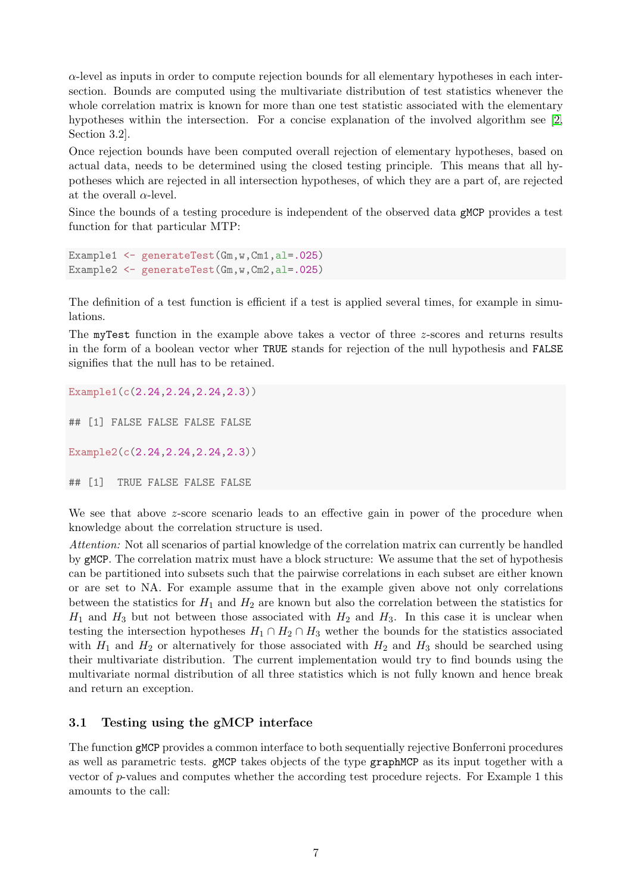$\alpha$-level as inputs in order to compute rejection bounds for all elementary hypotheses in each intersection. Bounds are computed using the multivariate distribution of test statistics whenever the whole correlation matrix is known for more than one test statistic associated with the elementary hypotheses within the intersection. For a concise explanation of the involved algorithm see [2, Section 3.2].

Once rejection bounds have been computed overall rejection of elementary hypotheses, based on actual data, needs to be determined using the closed testing principle. This means that all hypotheses which are rejected in all intersection hypotheses, of which they are a part of, are rejected at the overall $\alpha$-level.

Since the bounds of a testing procedure is independent of the observed data gMCP provides a test function for that particular MTP:

```
Example1 <- generateTest(Gm,w,Cm1,al=.025)
Example2 <- generateTest(Gm,w,Cm2,al=.025)
```

The definition of a test function is efficient if a test is applied several times, for example in simulations.

The myTest function in the example above takes a vector of three $z$-scores and returns results in the form of a boolean vector wher TRUE stands for rejection of the null hypothesis and FALSE signifies that the null has to be retained.

```
Example1(c(2.24,2.24,2.24,2.3))

## [1] FALSE FALSE FALSE FALSE

Example2(c(2.24,2.24,2.24,2.3))

## [1]  TRUE FALSE FALSE FALSE
```

We see that above $z$-score scenario leads to an effective gain in power of the procedure when knowledge about the correlation structure is used.

*Attention:* Not all scenarios of partial knowledge of the correlation matrix can currently be handled by gMCP. The correlation matrix must have a block structure: We assume that the set of hypothesis can be partitioned into subsets such that the pairwise correlations in each subset are either known or are set to NA. For example assume that in the example given above not only correlations between the statistics for $H_1$ and $H_2$ are known but also the correlation between the statistics for $H_1$ and $H_3$ but not between those associated with $H_2$ and $H_3$. In this case it is unclear when testing the intersection hypotheses $H_1 \cap H_2 \cap H_3$ wether the bounds for the statistics associated with $H_1$ and $H_2$ or alternatively for those associated with $H_2$ and $H_3$ should be searched using their multivariate distribution. The current implementation would try to find bounds using the multivariate normal distribution of all three statistics which is not fully known and hence break and return an exception.

### 3.1 Testing using the gMCP interface

The function gMCP provides a common interface to both sequentially rejective Bonferroni procedures as well as parametric tests. gMCP takes objects of the type graphMCP as its input together with a vector of $p$-values and computes whether the according test procedure rejects. For Example 1 this amounts to the call: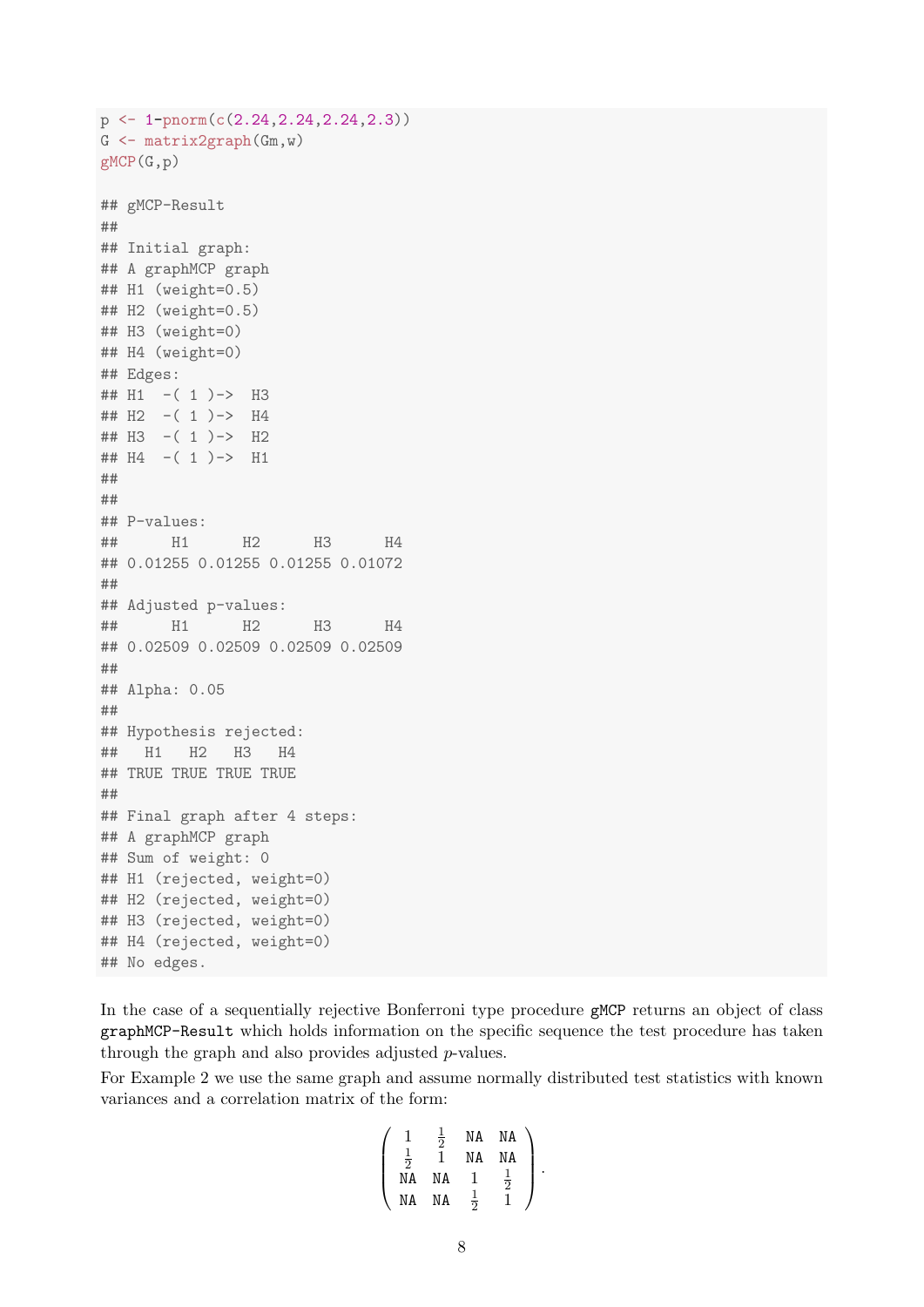```
p <- 1-pnorm(c(2.24,2.24,2.24,2.3))
G <- matrix2graph(Gm,w)
gMCP(G,p)

## gMCP-Result
##
## Initial graph:
## A graphMCP graph
## H1 (weight=0.5)
## H2 (weight=0.5)
## H3 (weight=0)
## H4 (weight=0)
## Edges:
## H1  -( 1 )->  H3
## H2  -( 1 )->  H4
## H3  -( 1 )->  H2
## H4  -( 1 )->  H1
##
##
## P-values:
##      H1      H2      H3      H4
## 0.01255 0.01255 0.01255 0.01072
##
## Adjusted p-values:
##      H1      H2      H3      H4
## 0.02509 0.02509 0.02509 0.02509
##
## Alpha: 0.05
##
## Hypothesis rejected:
##   H1   H2   H3   H4
## TRUE TRUE TRUE TRUE
##
## Final graph after 4 steps:
## A graphMCP graph
## Sum of weight: 0
## H1 (rejected, weight=0)
## H2 (rejected, weight=0)
## H3 (rejected, weight=0)
## H4 (rejected, weight=0)
## No edges.
```

In the case of a sequentially rejective Bonferroni type procedure `gMCP` returns an object of class `graphMCP-Result` which holds information on the specific sequence the test procedure has taken through the graph and also provides adjusted $p$-values.

For Example 2 we use the same graph and assume normally distributed test statistics with known variances and a correlation matrix of the form:

$$\begin{pmatrix} 1 & \frac{1}{2} & \texttt{NA} & \texttt{NA} \\ \frac{1}{2} & 1 & \texttt{NA} & \texttt{NA} \\ \texttt{NA} & \texttt{NA} & 1 & \frac{1}{2} \\ \texttt{NA} & \texttt{NA} & \frac{1}{2} & 1 \end{pmatrix}.$$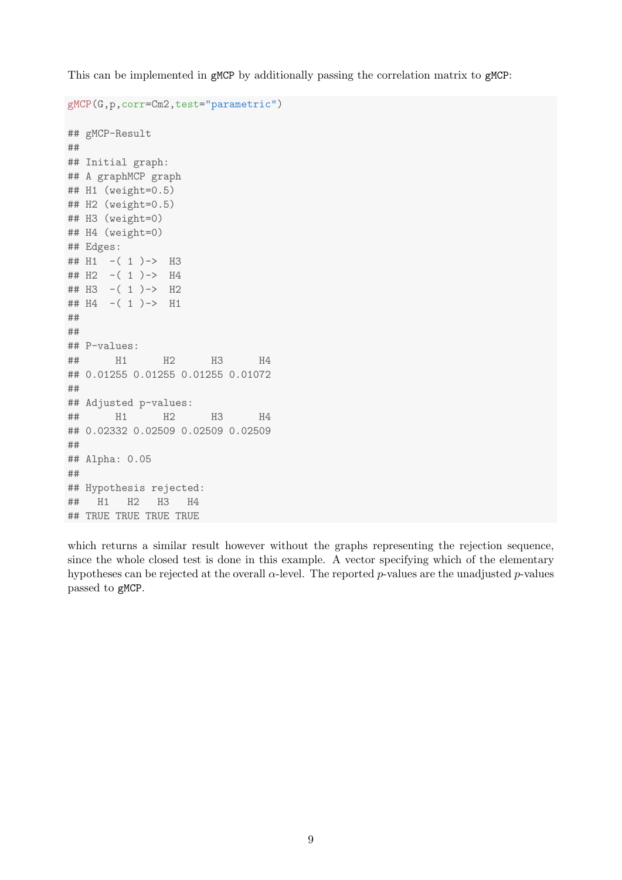This can be implemented in `gMCP` by additionally passing the correlation matrix to `gMCP`:

```
gMCP(G,p,corr=Cm2,test="parametric")

## gMCP-Result
##
## Initial graph:
## A graphMCP graph
## H1 (weight=0.5)
## H2 (weight=0.5)
## H3 (weight=0)
## H4 (weight=0)
## Edges:
## H1  -( 1 )->  H3
## H2  -( 1 )->  H4
## H3  -( 1 )->  H2
## H4  -( 1 )->  H1
##
##
## P-values:
##      H1      H2      H3      H4
## 0.01255 0.01255 0.01255 0.01072
##
## Adjusted p-values:
##      H1      H2      H3      H4
## 0.02332 0.02509 0.02509 0.02509
##
## Alpha: 0.05
##
## Hypothesis rejected:
##   H1   H2   H3   H4
## TRUE TRUE TRUE TRUE
```

which returns a similar result however without the graphs representing the rejection sequence, since the whole closed test is done in this example. A vector specifying which of the elementary hypotheses can be rejected at the overall $\alpha$-level. The reported $p$-values are the unadjusted $p$-values passed to `gMCP`.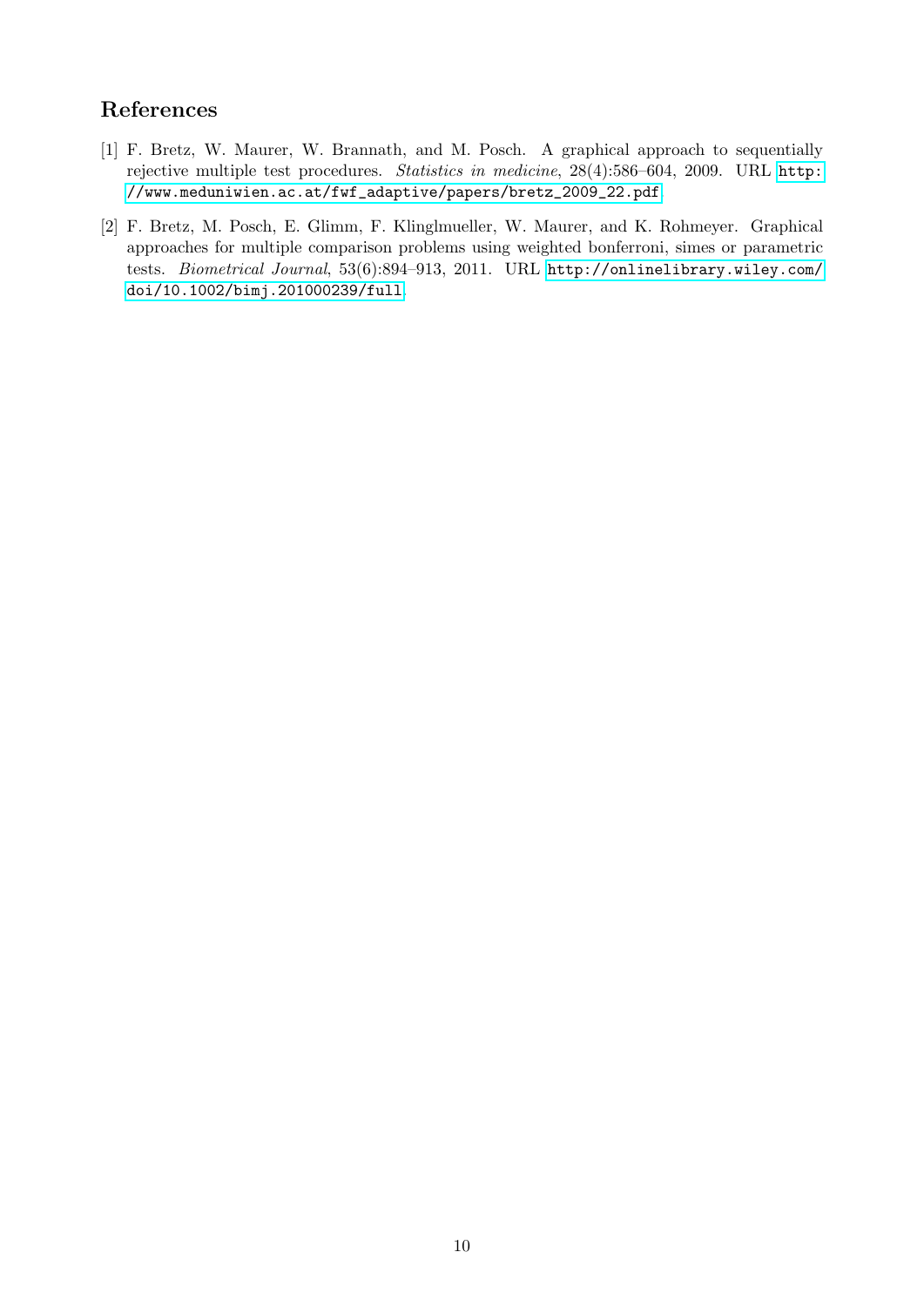## References

[1] F. Bretz, W. Maurer, W. Brannath, and M. Posch. A graphical approach to sequentially rejective multiple test procedures. *Statistics in medicine*, 28(4):586–604, 2009. URL http://www.meduniwien.ac.at/fwf_adaptive/papers/bretz_2009_22.pdf.

[2] F. Bretz, M. Posch, E. Glimm, F. Klinglmueller, W. Maurer, and K. Rohmeyer. Graphical approaches for multiple comparison problems using weighted bonferroni, simes or parametric tests. *Biometrical Journal*, 53(6):894–913, 2011. URL http://onlinelibrary.wiley.com/doi/10.1002/bimj.201000239/full.